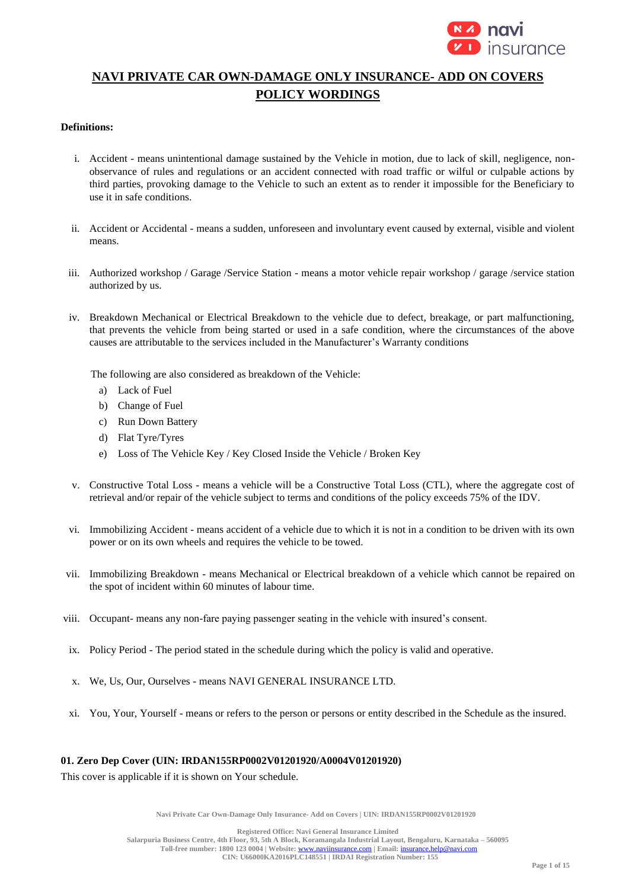# NAVI PRIVATE CAR OWN-DAMAGE ONLY INSURANCE- ADD ON COVERS POLICY WORDINGS

**Definitions:**

i. Accident - means unintentional damage sustained by the Vehicle in motion, due to lack of skill, negligence, non-observance of rules and regulations or an accident connected with road traffic or wilful or culpable actions by third parties, provoking damage to the Vehicle to such an extent as to render it impossible for the Beneficiary to use it in safe conditions.

ii. Accident or Accidental - means a sudden, unforeseen and involuntary event caused by external, visible and violent means.

iii. Authorized workshop / Garage /Service Station - means a motor vehicle repair workshop / garage /service station authorized by us.

iv. Breakdown Mechanical or Electrical Breakdown to the vehicle due to defect, breakage, or part malfunctioning, that prevents the vehicle from being started or used in a safe condition, where the circumstances of the above causes are attributable to the services included in the Manufacturer's Warranty conditions

   The following are also considered as breakdown of the Vehicle:
   a) Lack of Fuel
   b) Change of Fuel
   c) Run Down Battery
   d) Flat Tyre/Tyres
   e) Loss of The Vehicle Key / Key Closed Inside the Vehicle / Broken Key

v. Constructive Total Loss - means a vehicle will be a Constructive Total Loss (CTL), where the aggregate cost of retrieval and/or repair of the vehicle subject to terms and conditions of the policy exceeds 75% of the IDV.

vi. Immobilizing Accident - means accident of a vehicle due to which it is not in a condition to be driven with its own power or on its own wheels and requires the vehicle to be towed.

vii. Immobilizing Breakdown - means Mechanical or Electrical breakdown of a vehicle which cannot be repaired on the spot of incident within 60 minutes of labour time.

viii. Occupant- means any non-fare paying passenger seating in the vehicle with insured's consent.

ix. Policy Period - The period stated in the schedule during which the policy is valid and operative.

x. We, Us, Our, Ourselves - means NAVI GENERAL INSURANCE LTD.

xi. You, Your, Yourself - means or refers to the person or persons or entity described in the Schedule as the insured.

**01. Zero Dep Cover (UIN: IRDAN155RP0002V01201920/A0004V01201920)**

This cover is applicable if it is shown on Your schedule.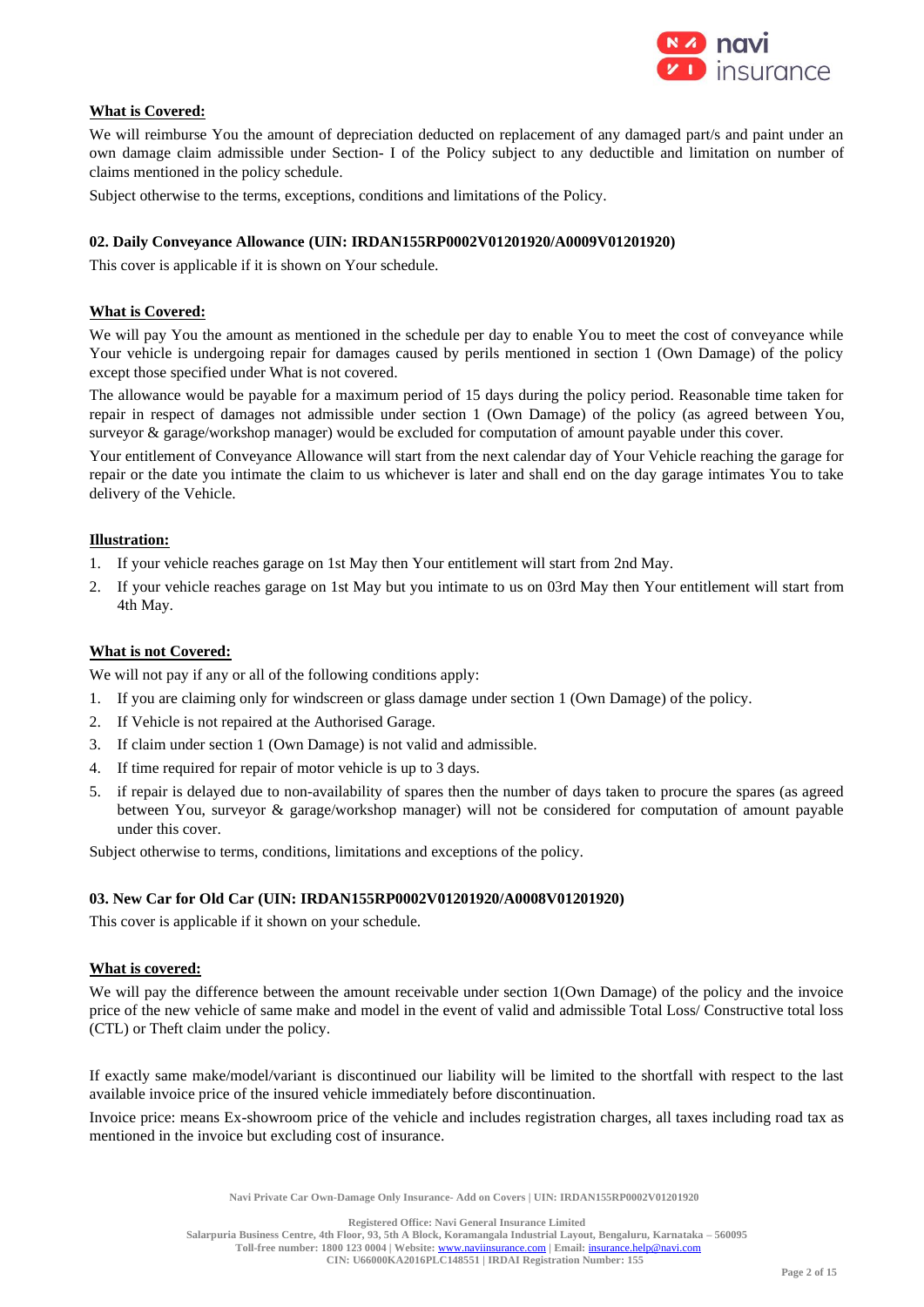**What is Covered:**

We will reimburse You the amount of depreciation deducted on replacement of any damaged part/s and paint under an own damage claim admissible under Section- I of the Policy subject to any deductible and limitation on number of claims mentioned in the policy schedule.

Subject otherwise to the terms, exceptions, conditions and limitations of the Policy.

### 02. Daily Conveyance Allowance (UIN: IRDAN155RP0002V01201920/A0009V01201920)

This cover is applicable if it is shown on Your schedule.

**What is Covered:**

We will pay You the amount as mentioned in the schedule per day to enable You to meet the cost of conveyance while Your vehicle is undergoing repair for damages caused by perils mentioned in section 1 (Own Damage) of the policy except those specified under What is not covered.

The allowance would be payable for a maximum period of 15 days during the policy period. Reasonable time taken for repair in respect of damages not admissible under section 1 (Own Damage) of the policy (as agreed between You, surveyor & garage/workshop manager) would be excluded for computation of amount payable under this cover.

Your entitlement of Conveyance Allowance will start from the next calendar day of Your Vehicle reaching the garage for repair or the date you intimate the claim to us whichever is later and shall end on the day garage intimates You to take delivery of the Vehicle.

**Illustration:**

1. If your vehicle reaches garage on 1st May then Your entitlement will start from 2nd May.
2. If your vehicle reaches garage on 1st May but you intimate to us on 03rd May then Your entitlement will start from 4th May.

**What is not Covered:**

We will not pay if any or all of the following conditions apply:

1. If you are claiming only for windscreen or glass damage under section 1 (Own Damage) of the policy.
2. If Vehicle is not repaired at the Authorised Garage.
3. If claim under section 1 (Own Damage) is not valid and admissible.
4. If time required for repair of motor vehicle is up to 3 days.
5. if repair is delayed due to non-availability of spares then the number of days taken to procure the spares (as agreed between You, surveyor & garage/workshop manager) will not be considered for computation of amount payable under this cover.

Subject otherwise to terms, conditions, limitations and exceptions of the policy.

### 03. New Car for Old Car (UIN: IRDAN155RP0002V01201920/A0008V01201920)

This cover is applicable if it shown on your schedule.

**What is covered:**

We will pay the difference between the amount receivable under section 1(Own Damage) of the policy and the invoice price of the new vehicle of same make and model in the event of valid and admissible Total Loss/ Constructive total loss (CTL) or Theft claim under the policy.

If exactly same make/model/variant is discontinued our liability will be limited to the shortfall with respect to the last available invoice price of the insured vehicle immediately before discontinuation.

Invoice price: means Ex-showroom price of the vehicle and includes registration charges, all taxes including road tax as mentioned in the invoice but excluding cost of insurance.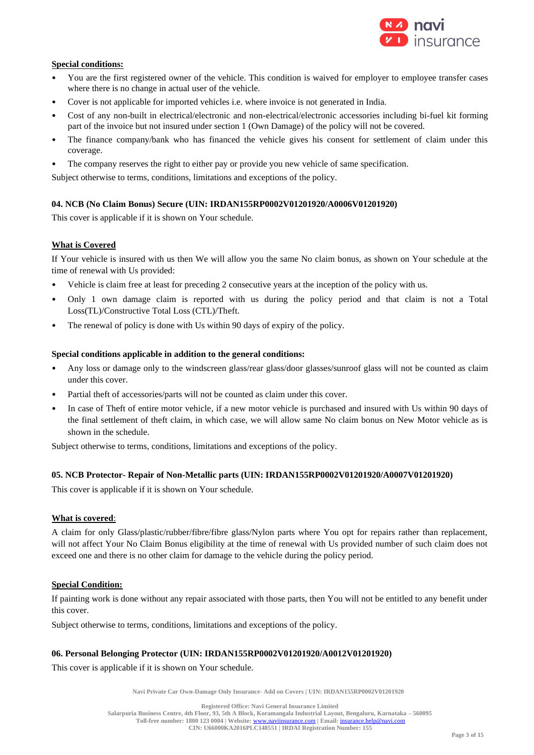**<u>Special conditions:</u>**

- You are the first registered owner of the vehicle. This condition is waived for employer to employee transfer cases where there is no change in actual user of the vehicle.
- Cover is not applicable for imported vehicles i.e. where invoice is not generated in India.
- Cost of any non-built in electrical/electronic and non-electrical/electronic accessories including bi-fuel kit forming part of the invoice but not insured under section 1 (Own Damage) of the policy will not be covered.
- The finance company/bank who has financed the vehicle gives his consent for settlement of claim under this coverage.
- The company reserves the right to either pay or provide you new vehicle of same specification.

Subject otherwise to terms, conditions, limitations and exceptions of the policy.

### 04. NCB (No Claim Bonus) Secure (UIN: IRDAN155RP0002V01201920/A0006V01201920)

This cover is applicable if it is shown on Your schedule.

**<u>What is Covered</u>**

If Your vehicle is insured with us then We will allow you the same No claim bonus, as shown on Your schedule at the time of renewal with Us provided:

- Vehicle is claim free at least for preceding 2 consecutive years at the inception of the policy with us.
- Only 1 own damage claim is reported with us during the policy period and that claim is not a Total Loss(TL)/Constructive Total Loss (CTL)/Theft.
- The renewal of policy is done with Us within 90 days of expiry of the policy.

**Special conditions applicable in addition to the general conditions:**

- Any loss or damage only to the windscreen glass/rear glass/door glasses/sunroof glass will not be counted as claim under this cover.
- Partial theft of accessories/parts will not be counted as claim under this cover.
- In case of Theft of entire motor vehicle, if a new motor vehicle is purchased and insured with Us within 90 days of the final settlement of theft claim, in which case, we will allow same No claim bonus on New Motor vehicle as is shown in the schedule.

Subject otherwise to terms, conditions, limitations and exceptions of the policy.

### 05. NCB Protector- Repair of Non-Metallic parts (UIN: IRDAN155RP0002V01201920/A0007V01201920)

This cover is applicable if it is shown on Your schedule.

**<u>What is covered</u>**:

A claim for only Glass/plastic/rubber/fibre/fibre glass/Nylon parts where You opt for repairs rather than replacement, will not affect Your No Claim Bonus eligibility at the time of renewal with Us provided number of such claim does not exceed one and there is no other claim for damage to the vehicle during the policy period.

**<u>Special Condition:</u>**

If painting work is done without any repair associated with those parts, then You will not be entitled to any benefit under this cover.

Subject otherwise to terms, conditions, limitations and exceptions of the policy.

### 06. Personal Belonging Protector (UIN: IRDAN155RP0002V01201920/A0012V01201920)

This cover is applicable if it is shown on Your schedule.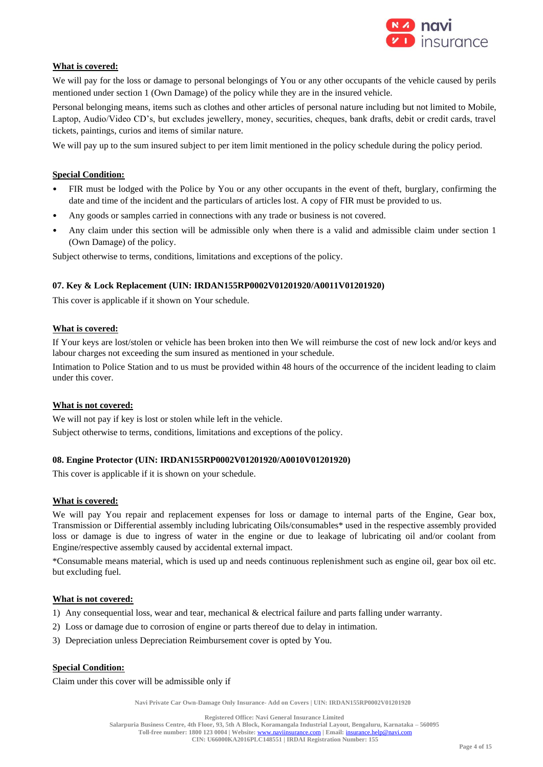**What is covered:**

We will pay for the loss or damage to personal belongings of You or any other occupants of the vehicle caused by perils mentioned under section 1 (Own Damage) of the policy while they are in the insured vehicle.

Personal belonging means, items such as clothes and other articles of personal nature including but not limited to Mobile, Laptop, Audio/Video CD's, but excludes jewellery, money, securities, cheques, bank drafts, debit or credit cards, travel tickets, paintings, curios and items of similar nature.

We will pay up to the sum insured subject to per item limit mentioned in the policy schedule during the policy period.

**Special Condition:**

- FIR must be lodged with the Police by You or any other occupants in the event of theft, burglary, confirming the date and time of the incident and the particulars of articles lost. A copy of FIR must be provided to us.
- Any goods or samples carried in connections with any trade or business is not covered.
- Any claim under this section will be admissible only when there is a valid and admissible claim under section 1 (Own Damage) of the policy.

Subject otherwise to terms, conditions, limitations and exceptions of the policy.

### 07. Key & Lock Replacement (UIN: IRDAN155RP0002V01201920/A0011V01201920)

This cover is applicable if it shown on Your schedule.

**What is covered:**

If Your keys are lost/stolen or vehicle has been broken into then We will reimburse the cost of new lock and/or keys and labour charges not exceeding the sum insured as mentioned in your schedule.

Intimation to Police Station and to us must be provided within 48 hours of the occurrence of the incident leading to claim under this cover.

**What is not covered:**

We will not pay if key is lost or stolen while left in the vehicle.

Subject otherwise to terms, conditions, limitations and exceptions of the policy.

### 08. Engine Protector (UIN: IRDAN155RP0002V01201920/A0010V01201920)

This cover is applicable if it is shown on your schedule.

**What is covered:**

We will pay You repair and replacement expenses for loss or damage to internal parts of the Engine, Gear box, Transmission or Differential assembly including lubricating Oils/consumables* used in the respective assembly provided loss or damage is due to ingress of water in the engine or due to leakage of lubricating oil and/or coolant from Engine/respective assembly caused by accidental external impact.

*Consumable means material, which is used up and needs continuous replenishment such as engine oil, gear box oil etc. but excluding fuel.

**What is not covered:**

1) Any consequential loss, wear and tear, mechanical & electrical failure and parts falling under warranty.
2) Loss or damage due to corrosion of engine or parts thereof due to delay in intimation.
3) Depreciation unless Depreciation Reimbursement cover is opted by You.

**Special Condition:**

Claim under this cover will be admissible only if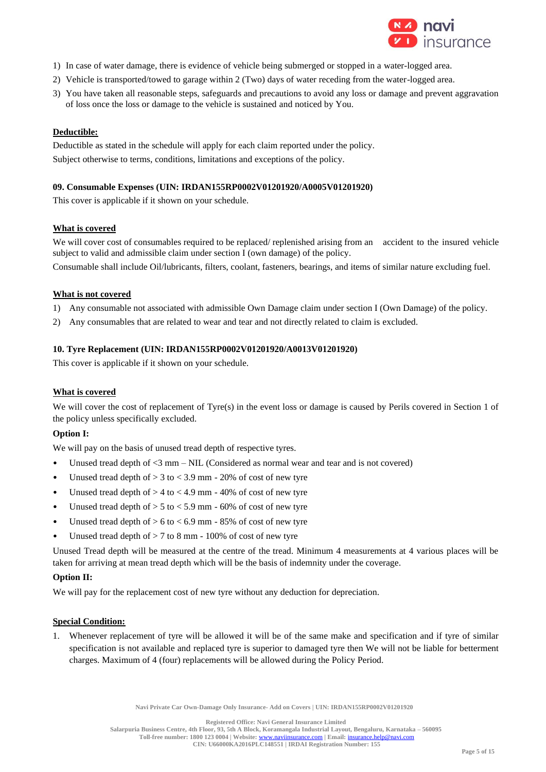1) In case of water damage, there is evidence of vehicle being submerged or stopped in a water-logged area.
2) Vehicle is transported/towed to garage within 2 (Two) days of water receding from the water-logged area.
3) You have taken all reasonable steps, safeguards and precautions to avoid any loss or damage and prevent aggravation of loss once the loss or damage to the vehicle is sustained and noticed by You.

**Deductible:**

Deductible as stated in the schedule will apply for each claim reported under the policy.

Subject otherwise to terms, conditions, limitations and exceptions of the policy.

### 09. Consumable Expenses (UIN: IRDAN155RP0002V01201920/A0005V01201920)

This cover is applicable if it shown on your schedule.

**What is covered**

We will cover cost of consumables required to be replaced/ replenished arising from an accident to the insured vehicle subject to valid and admissible claim under section I (own damage) of the policy.

Consumable shall include Oil/lubricants, filters, coolant, fasteners, bearings, and items of similar nature excluding fuel.

**What is not covered**

1) Any consumable not associated with admissible Own Damage claim under section I (Own Damage) of the policy.
2) Any consumables that are related to wear and tear and not directly related to claim is excluded.

### 10. Tyre Replacement (UIN: IRDAN155RP0002V01201920/A0013V01201920)

This cover is applicable if it shown on your schedule.

**What is covered**

We will cover the cost of replacement of Tyre(s) in the event loss or damage is caused by Perils covered in Section 1 of the policy unless specifically excluded.

**Option I:**

We will pay on the basis of unused tread depth of respective tyres.

- Unused tread depth of <3 mm – NIL (Considered as normal wear and tear and is not covered)
- Unused tread depth of > 3 to < 3.9 mm - 20% of cost of new tyre
- Unused tread depth of > 4 to < 4.9 mm - 40% of cost of new tyre
- Unused tread depth of > 5 to < 5.9 mm - 60% of cost of new tyre
- Unused tread depth of > 6 to < 6.9 mm - 85% of cost of new tyre
- Unused tread depth of > 7 to 8 mm - 100% of cost of new tyre

Unused Tread depth will be measured at the centre of the tread. Minimum 4 measurements at 4 various places will be taken for arriving at mean tread depth which will be the basis of indemnity under the coverage.

**Option II:**

We will pay for the replacement cost of new tyre without any deduction for depreciation.

**Special Condition:**

1. Whenever replacement of tyre will be allowed it will be of the same make and specification and if tyre of similar specification is not available and replaced tyre is superior to damaged tyre then We will not be liable for betterment charges. Maximum of 4 (four) replacements will be allowed during the Policy Period.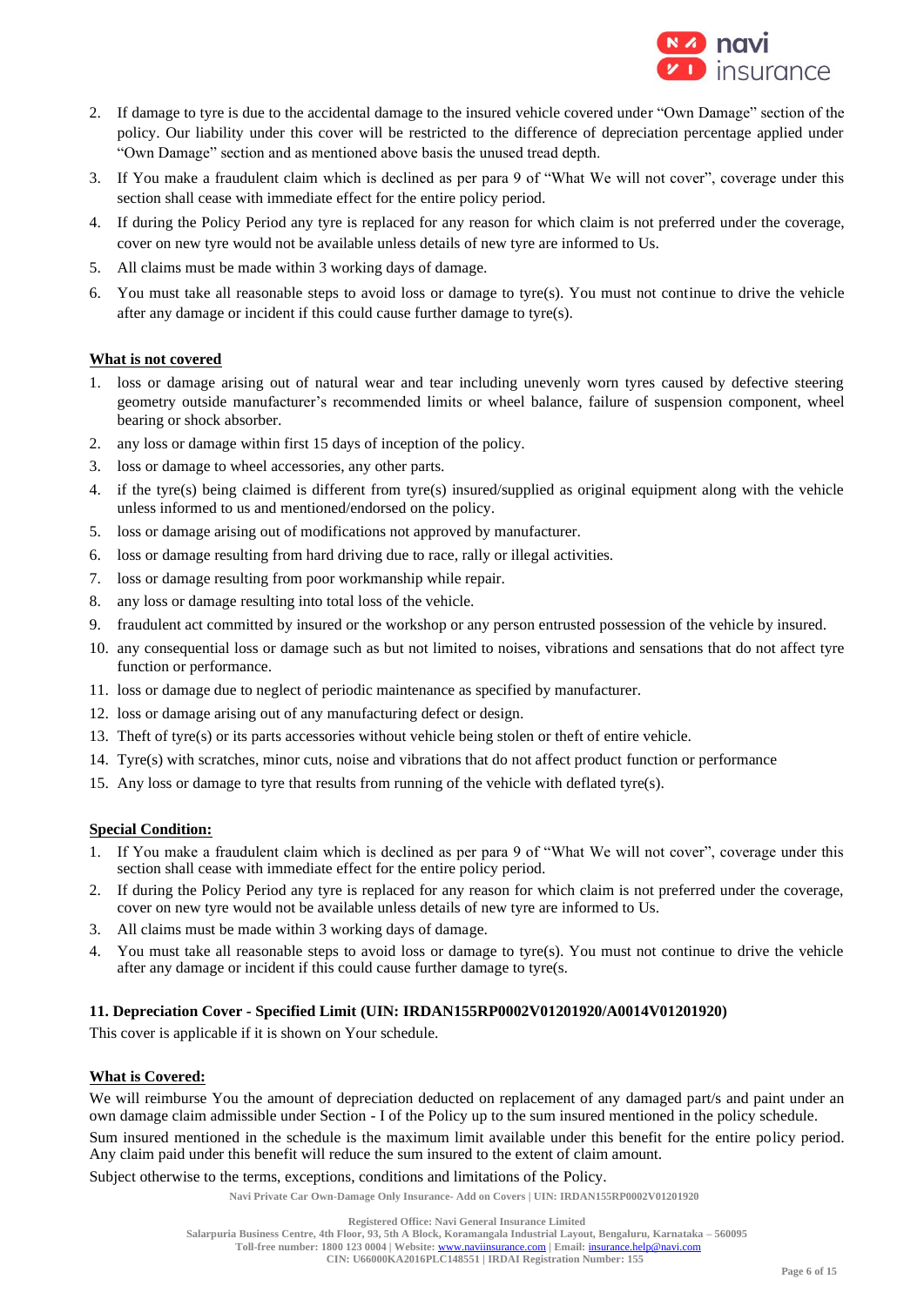2. If damage to tyre is due to the accidental damage to the insured vehicle covered under "Own Damage" section of the policy. Our liability under this cover will be restricted to the difference of depreciation percentage applied under "Own Damage" section and as mentioned above basis the unused tread depth.
3. If You make a fraudulent claim which is declined as per para 9 of "What We will not cover", coverage under this section shall cease with immediate effect for the entire policy period.
4. If during the Policy Period any tyre is replaced for any reason for which claim is not preferred under the coverage, cover on new tyre would not be available unless details of new tyre are informed to Us.
5. All claims must be made within 3 working days of damage.
6. You must take all reasonable steps to avoid loss or damage to tyre(s). You must not continue to drive the vehicle after any damage or incident if this could cause further damage to tyre(s).

**What is not covered**

1. loss or damage arising out of natural wear and tear including unevenly worn tyres caused by defective steering geometry outside manufacturer's recommended limits or wheel balance, failure of suspension component, wheel bearing or shock absorber.
2. any loss or damage within first 15 days of inception of the policy.
3. loss or damage to wheel accessories, any other parts.
4. if the tyre(s) being claimed is different from tyre(s) insured/supplied as original equipment along with the vehicle unless informed to us and mentioned/endorsed on the policy.
5. loss or damage arising out of modifications not approved by manufacturer.
6. loss or damage resulting from hard driving due to race, rally or illegal activities.
7. loss or damage resulting from poor workmanship while repair.
8. any loss or damage resulting into total loss of the vehicle.
9. fraudulent act committed by insured or the workshop or any person entrusted possession of the vehicle by insured.
10. any consequential loss or damage such as but not limited to noises, vibrations and sensations that do not affect tyre function or performance.
11. loss or damage due to neglect of periodic maintenance as specified by manufacturer.
12. loss or damage arising out of any manufacturing defect or design.
13. Theft of tyre(s) or its parts accessories without vehicle being stolen or theft of entire vehicle.
14. Tyre(s) with scratches, minor cuts, noise and vibrations that do not affect product function or performance
15. Any loss or damage to tyre that results from running of the vehicle with deflated tyre(s).

**Special Condition:**

1. If You make a fraudulent claim which is declined as per para 9 of "What We will not cover", coverage under this section shall cease with immediate effect for the entire policy period.
2. If during the Policy Period any tyre is replaced for any reason for which claim is not preferred under the coverage, cover on new tyre would not be available unless details of new tyre are informed to Us.
3. All claims must be made within 3 working days of damage.
4. You must take all reasonable steps to avoid loss or damage to tyre(s). You must not continue to drive the vehicle after any damage or incident if this could cause further damage to tyre(s.

### 11. Depreciation Cover - Specified Limit (UIN: IRDAN155RP0002V01201920/A0014V01201920)

This cover is applicable if it is shown on Your schedule.

**What is Covered:**

We will reimburse You the amount of depreciation deducted on replacement of any damaged part/s and paint under an own damage claim admissible under Section - I of the Policy up to the sum insured mentioned in the policy schedule.

Sum insured mentioned in the schedule is the maximum limit available under this benefit for the entire policy period. Any claim paid under this benefit will reduce the sum insured to the extent of claim amount.

Subject otherwise to the terms, exceptions, conditions and limitations of the Policy.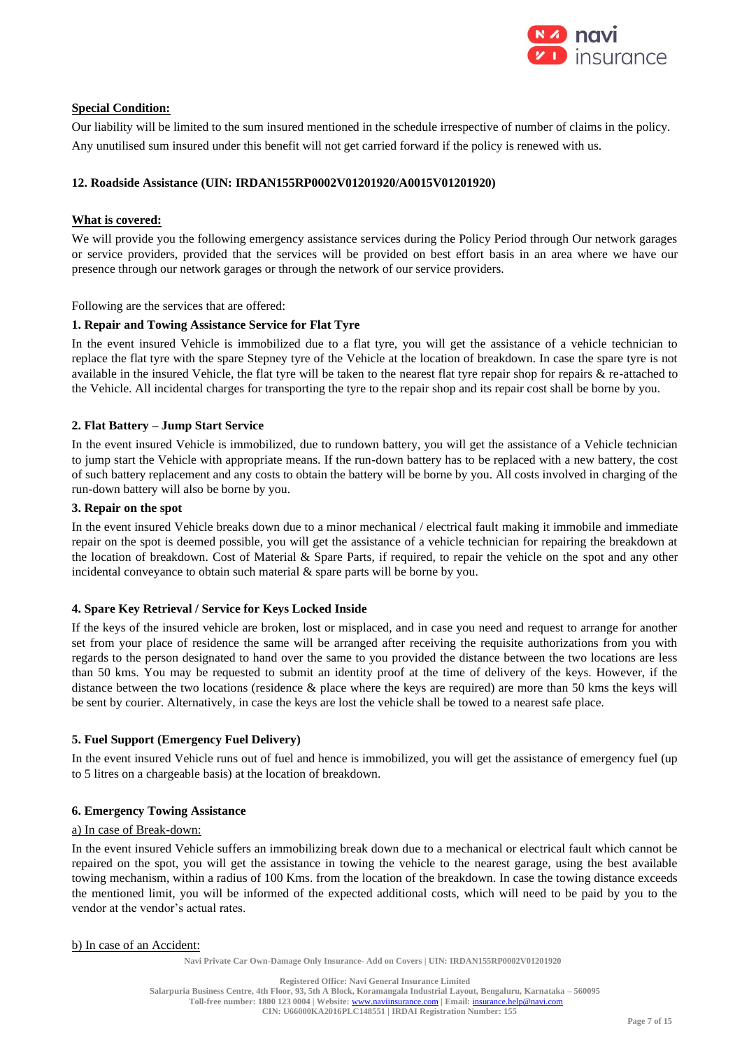**Special Condition:**

Our liability will be limited to the sum insured mentioned in the schedule irrespective of number of claims in the policy. Any unutilised sum insured under this benefit will not get carried forward if the policy is renewed with us.

### 12. Roadside Assistance (UIN: IRDAN155RP0002V01201920/A0015V01201920)

**What is covered:**

We will provide you the following emergency assistance services during the Policy Period through Our network garages or service providers, provided that the services will be provided on best effort basis in an area where we have our presence through our network garages or through the network of our service providers.

Following are the services that are offered:

**1. Repair and Towing Assistance Service for Flat Tyre**

In the event insured Vehicle is immobilized due to a flat tyre, you will get the assistance of a vehicle technician to replace the flat tyre with the spare Stepney tyre of the Vehicle at the location of breakdown. In case the spare tyre is not available in the insured Vehicle, the flat tyre will be taken to the nearest flat tyre repair shop for repairs & re-attached to the Vehicle. All incidental charges for transporting the tyre to the repair shop and its repair cost shall be borne by you.

**2. Flat Battery – Jump Start Service**

In the event insured Vehicle is immobilized, due to rundown battery, you will get the assistance of a Vehicle technician to jump start the Vehicle with appropriate means. If the run-down battery has to be replaced with a new battery, the cost of such battery replacement and any costs to obtain the battery will be borne by you. All costs involved in charging of the run-down battery will also be borne by you.

**3. Repair on the spot**

In the event insured Vehicle breaks down due to a minor mechanical / electrical fault making it immobile and immediate repair on the spot is deemed possible, you will get the assistance of a vehicle technician for repairing the breakdown at the location of breakdown. Cost of Material & Spare Parts, if required, to repair the vehicle on the spot and any other incidental conveyance to obtain such material & spare parts will be borne by you.

**4. Spare Key Retrieval / Service for Keys Locked Inside**

If the keys of the insured vehicle are broken, lost or misplaced, and in case you need and request to arrange for another set from your place of residence the same will be arranged after receiving the requisite authorizations from you with regards to the person designated to hand over the same to you provided the distance between the two locations are less than 50 kms. You may be requested to submit an identity proof at the time of delivery of the keys. However, if the distance between the two locations (residence & place where the keys are required) are more than 50 kms the keys will be sent by courier. Alternatively, in case the keys are lost the vehicle shall be towed to a nearest safe place.

**5. Fuel Support (Emergency Fuel Delivery)**

In the event insured Vehicle runs out of fuel and hence is immobilized, you will get the assistance of emergency fuel (up to 5 litres on a chargeable basis) at the location of breakdown.

**6. Emergency Towing Assistance**

a) In case of Break-down:

In the event insured Vehicle suffers an immobilizing break down due to a mechanical or electrical fault which cannot be repaired on the spot, you will get the assistance in towing the vehicle to the nearest garage, using the best available towing mechanism, within a radius of 100 Kms. from the location of the breakdown. In case the towing distance exceeds the mentioned limit, you will be informed of the expected additional costs, which will need to be paid by you to the vendor at the vendor's actual rates.

b) In case of an Accident: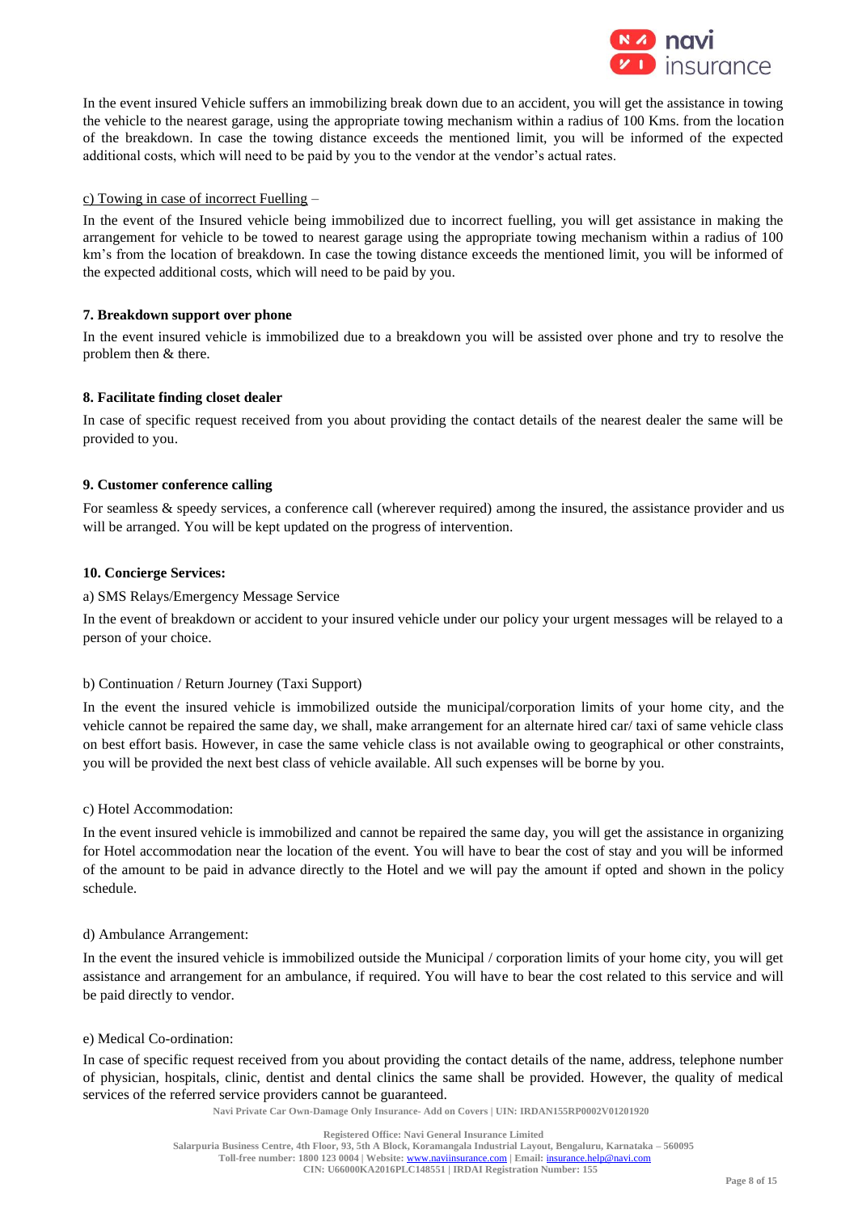In the event insured Vehicle suffers an immobilizing break down due to an accident, you will get the assistance in towing the vehicle to the nearest garage, using the appropriate towing mechanism within a radius of 100 Kms. from the location of the breakdown. In case the towing distance exceeds the mentioned limit, you will be informed of the expected additional costs, which will need to be paid by you to the vendor at the vendor's actual rates.

c) Towing in case of incorrect Fuelling –

In the event of the Insured vehicle being immobilized due to incorrect fuelling, you will get assistance in making the arrangement for vehicle to be towed to nearest garage using the appropriate towing mechanism within a radius of 100 km's from the location of breakdown. In case the towing distance exceeds the mentioned limit, you will be informed of the expected additional costs, which will need to be paid by you.

**7. Breakdown support over phone**

In the event insured vehicle is immobilized due to a breakdown you will be assisted over phone and try to resolve the problem then & there.

**8. Facilitate finding closet dealer**

In case of specific request received from you about providing the contact details of the nearest dealer the same will be provided to you.

**9. Customer conference calling**

For seamless & speedy services, a conference call (wherever required) among the insured, the assistance provider and us will be arranged. You will be kept updated on the progress of intervention.

**10. Concierge Services:**

a) SMS Relays/Emergency Message Service

In the event of breakdown or accident to your insured vehicle under our policy your urgent messages will be relayed to a person of your choice.

b) Continuation / Return Journey (Taxi Support)

In the event the insured vehicle is immobilized outside the municipal/corporation limits of your home city, and the vehicle cannot be repaired the same day, we shall, make arrangement for an alternate hired car/ taxi of same vehicle class on best effort basis. However, in case the same vehicle class is not available owing to geographical or other constraints, you will be provided the next best class of vehicle available. All such expenses will be borne by you.

c) Hotel Accommodation:

In the event insured vehicle is immobilized and cannot be repaired the same day, you will get the assistance in organizing for Hotel accommodation near the location of the event. You will have to bear the cost of stay and you will be informed of the amount to be paid in advance directly to the Hotel and we will pay the amount if opted and shown in the policy schedule.

d) Ambulance Arrangement:

In the event the insured vehicle is immobilized outside the Municipal / corporation limits of your home city, you will get assistance and arrangement for an ambulance, if required. You will have to bear the cost related to this service and will be paid directly to vendor.

e) Medical Co-ordination:

In case of specific request received from you about providing the contact details of the name, address, telephone number of physician, hospitals, clinic, dentist and dental clinics the same shall be provided. However, the quality of medical services of the referred service providers cannot be guaranteed.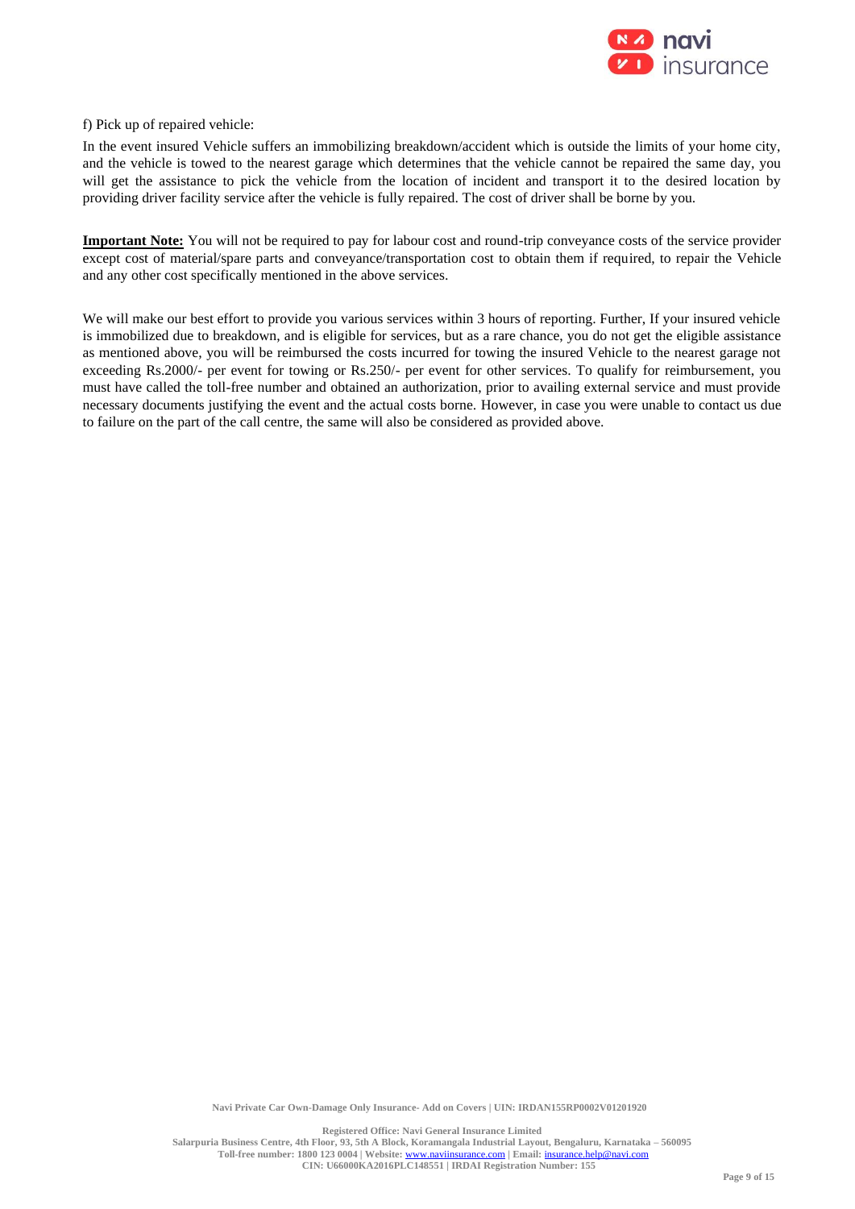f) Pick up of repaired vehicle:

In the event insured Vehicle suffers an immobilizing breakdown/accident which is outside the limits of your home city, and the vehicle is towed to the nearest garage which determines that the vehicle cannot be repaired the same day, you will get the assistance to pick the vehicle from the location of incident and transport it to the desired location by providing driver facility service after the vehicle is fully repaired. The cost of driver shall be borne by you.

**Important Note:** You will not be required to pay for labour cost and round-trip conveyance costs of the service provider except cost of material/spare parts and conveyance/transportation cost to obtain them if required, to repair the Vehicle and any other cost specifically mentioned in the above services.

We will make our best effort to provide you various services within 3 hours of reporting. Further, If your insured vehicle is immobilized due to breakdown, and is eligible for services, but as a rare chance, you do not get the eligible assistance as mentioned above, you will be reimbursed the costs incurred for towing the insured Vehicle to the nearest garage not exceeding Rs.2000/- per event for towing or Rs.250/- per event for other services. To qualify for reimbursement, you must have called the toll-free number and obtained an authorization, prior to availing external service and must provide necessary documents justifying the event and the actual costs borne. However, in case you were unable to contact us due to failure on the part of the call centre, the same will also be considered as provided above.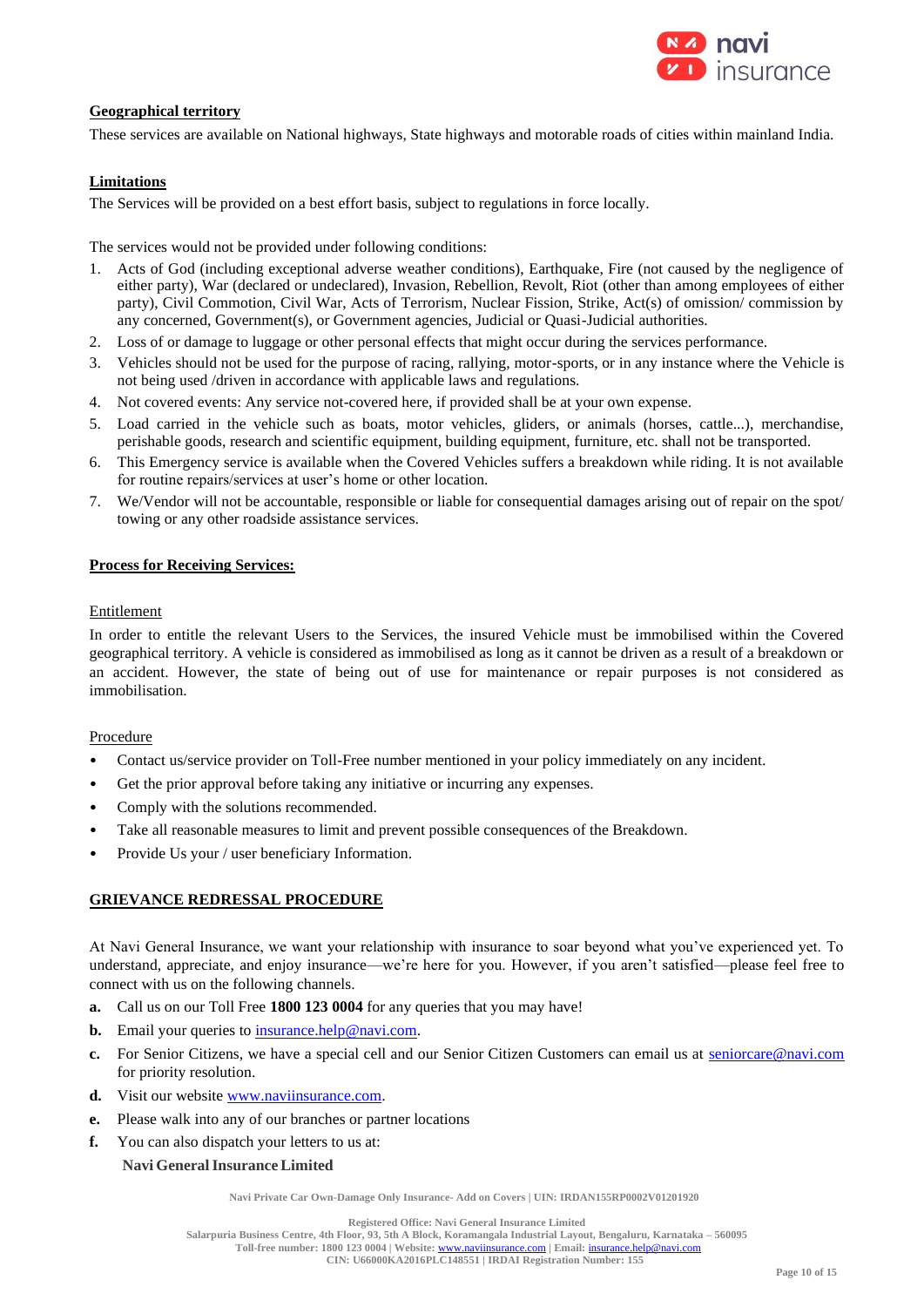**Geographical territory**

These services are available on National highways, State highways and motorable roads of cities within mainland India.

**Limitations**

The Services will be provided on a best effort basis, subject to regulations in force locally.

The services would not be provided under following conditions:

1. Acts of God (including exceptional adverse weather conditions), Earthquake, Fire (not caused by the negligence of either party), War (declared or undeclared), Invasion, Rebellion, Revolt, Riot (other than among employees of either party), Civil Commotion, Civil War, Acts of Terrorism, Nuclear Fission, Strike, Act(s) of omission/ commission by any concerned, Government(s), or Government agencies, Judicial or Quasi-Judicial authorities.
2. Loss of or damage to luggage or other personal effects that might occur during the services performance.
3. Vehicles should not be used for the purpose of racing, rallying, motor-sports, or in any instance where the Vehicle is not being used /driven in accordance with applicable laws and regulations.
4. Not covered events: Any service not-covered here, if provided shall be at your own expense.
5. Load carried in the vehicle such as boats, motor vehicles, gliders, or animals (horses, cattle...), merchandise, perishable goods, research and scientific equipment, building equipment, furniture, etc. shall not be transported.
6. This Emergency service is available when the Covered Vehicles suffers a breakdown while riding. It is not available for routine repairs/services at user's home or other location.
7. We/Vendor will not be accountable, responsible or liable for consequential damages arising out of repair on the spot/ towing or any other roadside assistance services.

**Process for Receiving Services:**

Entitlement

In order to entitle the relevant Users to the Services, the insured Vehicle must be immobilised within the Covered geographical territory. A vehicle is considered as immobilised as long as it cannot be driven as a result of a breakdown or an accident. However, the state of being out of use for maintenance or repair purposes is not considered as immobilisation.

Procedure

- Contact us/service provider on Toll-Free number mentioned in your policy immediately on any incident.
- Get the prior approval before taking any initiative or incurring any expenses.
- Comply with the solutions recommended.
- Take all reasonable measures to limit and prevent possible consequences of the Breakdown.
- Provide Us your / user beneficiary Information.

**GRIEVANCE REDRESSAL PROCEDURE**

At Navi General Insurance, we want your relationship with insurance to soar beyond what you've experienced yet. To understand, appreciate, and enjoy insurance—we're here for you. However, if you aren't satisfied—please feel free to connect with us on the following channels.

**a.** Call us on our Toll Free **1800 123 0004** for any queries that you may have!

**b.** Email your queries to insurance.help@navi.com.

**c.** For Senior Citizens, we have a special cell and our Senior Citizen Customers can email us at seniorcare@navi.com for priority resolution.

**d.** Visit our website www.naviinsurance.com.

**e.** Please walk into any of our branches or partner locations

**f.** You can also dispatch your letters to us at:

**Navi General Insurance Limited**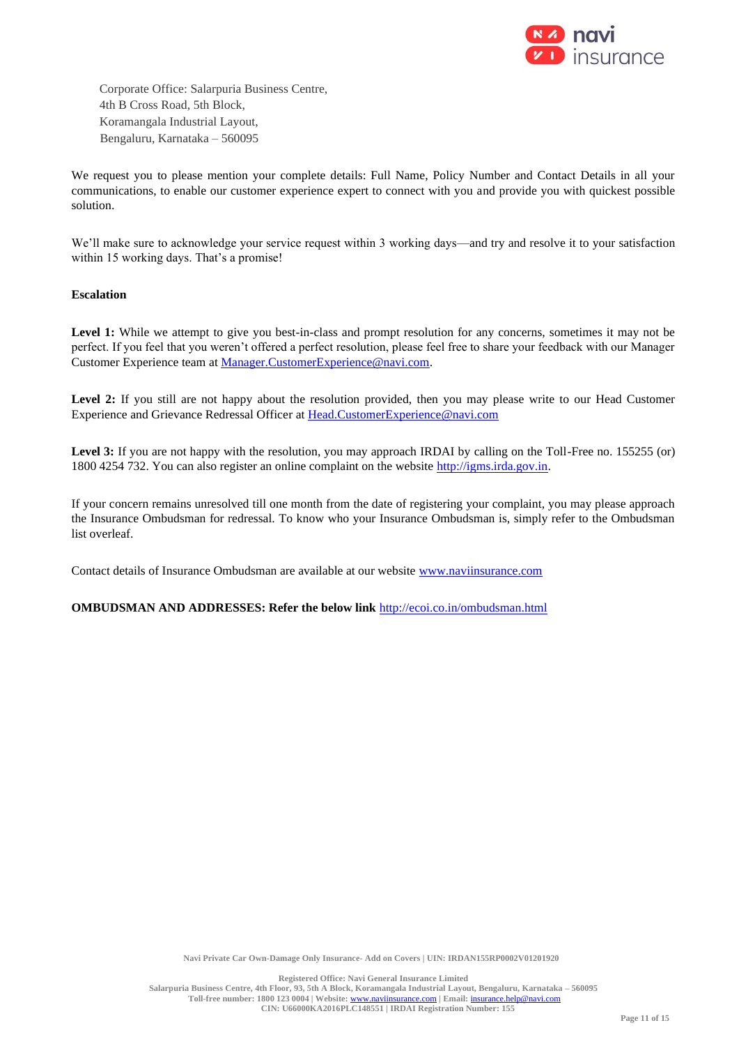Corporate Office: Salarpuria Business Centre,
4th B Cross Road, 5th Block,
Koramangala Industrial Layout,
Bengaluru, Karnataka – 560095

We request you to please mention your complete details: Full Name, Policy Number and Contact Details in all your communications, to enable our customer experience expert to connect with you and provide you with quickest possible solution.

We'll make sure to acknowledge your service request within 3 working days—and try and resolve it to your satisfaction within 15 working days. That's a promise!

**Escalation**

**Level 1:** While we attempt to give you best-in-class and prompt resolution for any concerns, sometimes it may not be perfect. If you feel that you weren't offered a perfect resolution, please feel free to share your feedback with our Manager Customer Experience team at Manager.CustomerExperience@navi.com.

**Level 2:** If you still are not happy about the resolution provided, then you may please write to our Head Customer Experience and Grievance Redressal Officer at Head.CustomerExperience@navi.com

**Level 3:** If you are not happy with the resolution, you may approach IRDAI by calling on the Toll-Free no. 155255 (or) 1800 4254 732. You can also register an online complaint on the website http://igms.irda.gov.in.

If your concern remains unresolved till one month from the date of registering your complaint, you may please approach the Insurance Ombudsman for redressal. To know who your Insurance Ombudsman is, simply refer to the Ombudsman list overleaf.

Contact details of Insurance Ombudsman are available at our website www.naviinsurance.com

**OMBUDSMAN AND ADDRESSES: Refer the below link** http://ecoi.co.in/ombudsman.html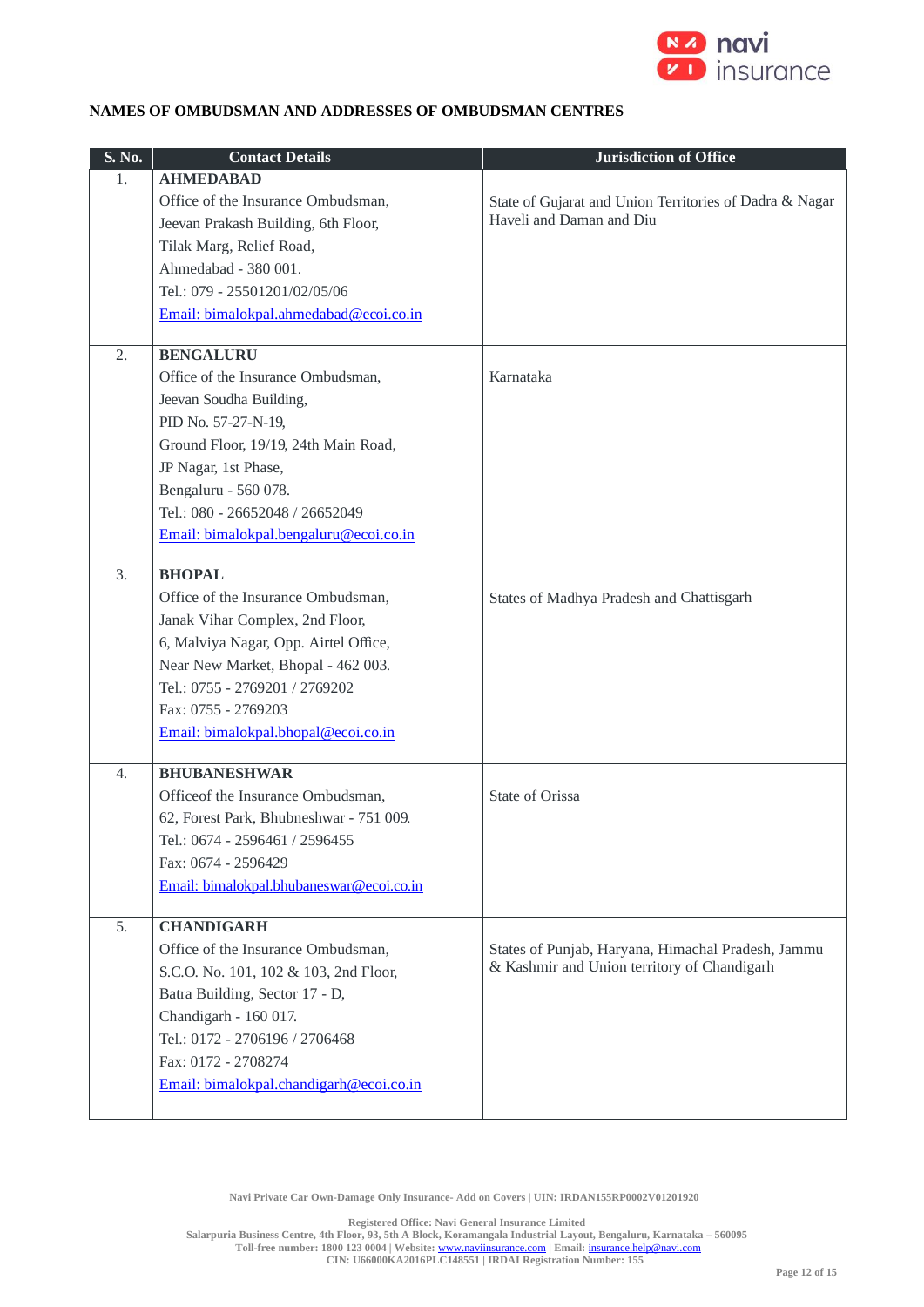**NAMES OF OMBUDSMAN AND ADDRESSES OF OMBUDSMAN CENTRES**

| S. No. | Contact Details | Jurisdiction of Office |
|---|---|---|
| 1. | **AHMEDABAD**<br>Office of the Insurance Ombudsman,<br>Jeevan Prakash Building, 6th Floor,<br>Tilak Marg, Relief Road,<br>Ahmedabad - 380 001.<br>Tel.: 079 - 25501201/02/05/06<br>Email: bimalokpal.ahmedabad@ecoi.co.in | State of Gujarat and Union Territories of Dadra & Nagar Haveli and Daman and Diu |
| 2. | **BENGALURU**<br>Office of the Insurance Ombudsman,<br>Jeevan Soudha Building,<br>PID No. 57-27-N-19,<br>Ground Floor, 19/19, 24th Main Road,<br>JP Nagar, 1st Phase,<br>Bengaluru - 560 078.<br>Tel.: 080 - 26652048 / 26652049<br>Email: bimalokpal.bengaluru@ecoi.co.in | Karnataka |
| 3. | **BHOPAL**<br>Office of the Insurance Ombudsman,<br>Janak Vihar Complex, 2nd Floor,<br>6, Malviya Nagar, Opp. Airtel Office,<br>Near New Market, Bhopal - 462 003.<br>Tel.: 0755 - 2769201 / 2769202<br>Fax: 0755 - 2769203<br>Email: bimalokpal.bhopal@ecoi.co.in | States of Madhya Pradesh and Chattisgarh |
| 4. | **BHUBANESHWAR**<br>Officeof the Insurance Ombudsman,<br>62, Forest Park, Bhubneshwar - 751 009.<br>Tel.: 0674 - 2596461 / 2596455<br>Fax: 0674 - 2596429<br>Email: bimalokpal.bhubaneswar@ecoi.co.in | State of Orissa |
| 5. | **CHANDIGARH**<br>Office of the Insurance Ombudsman,<br>S.C.O. No. 101, 102 & 103, 2nd Floor,<br>Batra Building, Sector 17 - D,<br>Chandigarh - 160 017.<br>Tel.: 0172 - 2706196 / 2706468<br>Fax: 0172 - 2708274<br>Email: bimalokpal.chandigarh@ecoi.co.in | States of Punjab, Haryana, Himachal Pradesh, Jammu & Kashmir and Union territory of Chandigarh |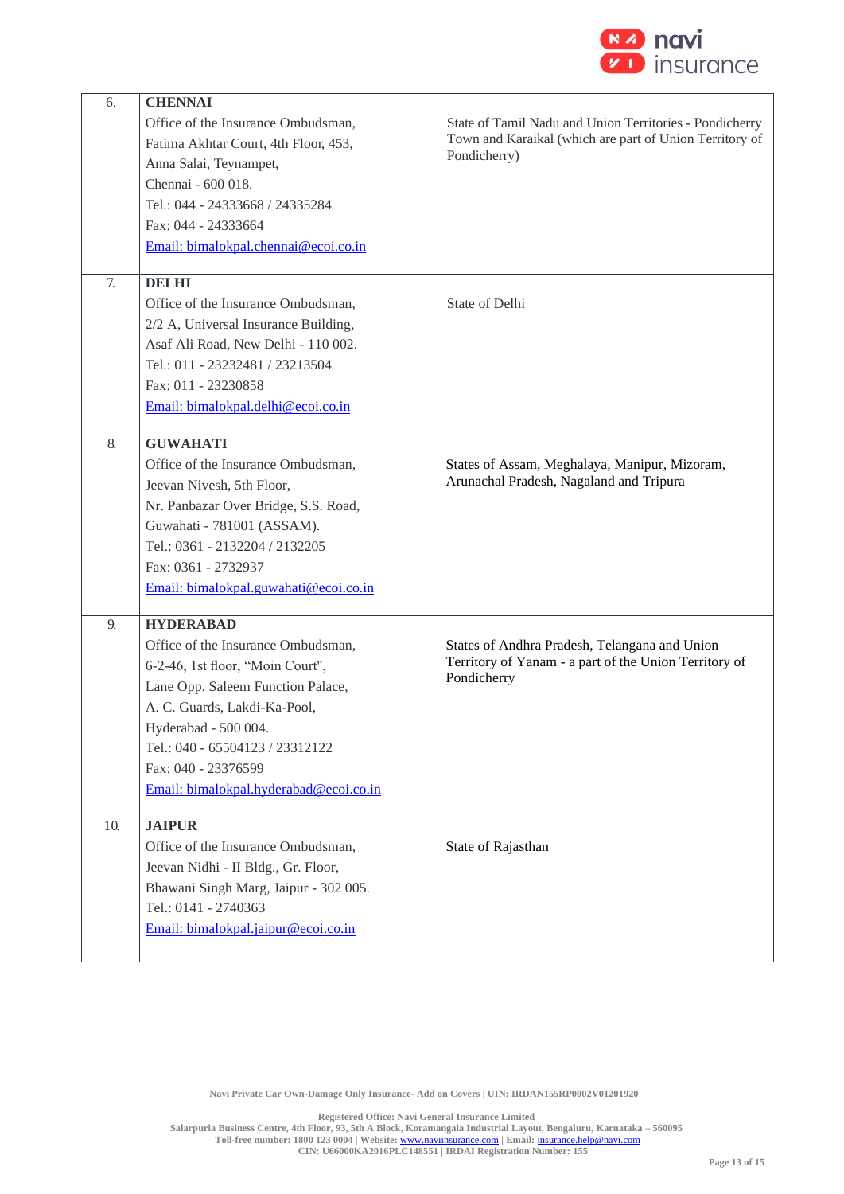| | | |
|---|---|---|
| 6. | **CHENNAI**<br>Office of the Insurance Ombudsman,<br>Fatima Akhtar Court, 4th Floor, 453,<br>Anna Salai, Teynampet,<br>Chennai - 600 018.<br>Tel.: 044 - 24333668 / 24335284<br>Fax: 044 - 24333664<br>Email: bimalokpal.chennai@ecoi.co.in | State of Tamil Nadu and Union Territories - Pondicherry Town and Karaikal (which are part of Union Territory of Pondicherry) |
| 7. | **DELHI**<br>Office of the Insurance Ombudsman,<br>2/2 A, Universal Insurance Building,<br>Asaf Ali Road, New Delhi - 110 002.<br>Tel.: 011 - 23232481 / 23213504<br>Fax: 011 - 23230858<br>Email: bimalokpal.delhi@ecoi.co.in | State of Delhi |
| 8. | **GUWAHATI**<br>Office of the Insurance Ombudsman,<br>Jeevan Nivesh, 5th Floor,<br>Nr. Panbazar Over Bridge, S.S. Road,<br>Guwahati - 781001 (ASSAM).<br>Tel.: 0361 - 2132204 / 2132205<br>Fax: 0361 - 2732937<br>Email: bimalokpal.guwahati@ecoi.co.in | States of Assam, Meghalaya, Manipur, Mizoram, Arunachal Pradesh, Nagaland and Tripura |
| 9. | **HYDERABAD**<br>Office of the Insurance Ombudsman,<br>6-2-46, 1st floor, "Moin Court",<br>Lane Opp. Saleem Function Palace,<br>A. C. Guards, Lakdi-Ka-Pool,<br>Hyderabad - 500 004.<br>Tel.: 040 - 65504123 / 23312122<br>Fax: 040 - 23376599<br>Email: bimalokpal.hyderabad@ecoi.co.in | States of Andhra Pradesh, Telangana and Union Territory of Yanam - a part of the Union Territory of Pondicherry |
| 10. | **JAIPUR**<br>Office of the Insurance Ombudsman,<br>Jeevan Nidhi - II Bldg., Gr. Floor,<br>Bhawani Singh Marg, Jaipur - 302 005.<br>Tel.: 0141 - 2740363<br>Email: bimalokpal.jaipur@ecoi.co.in | State of Rajasthan |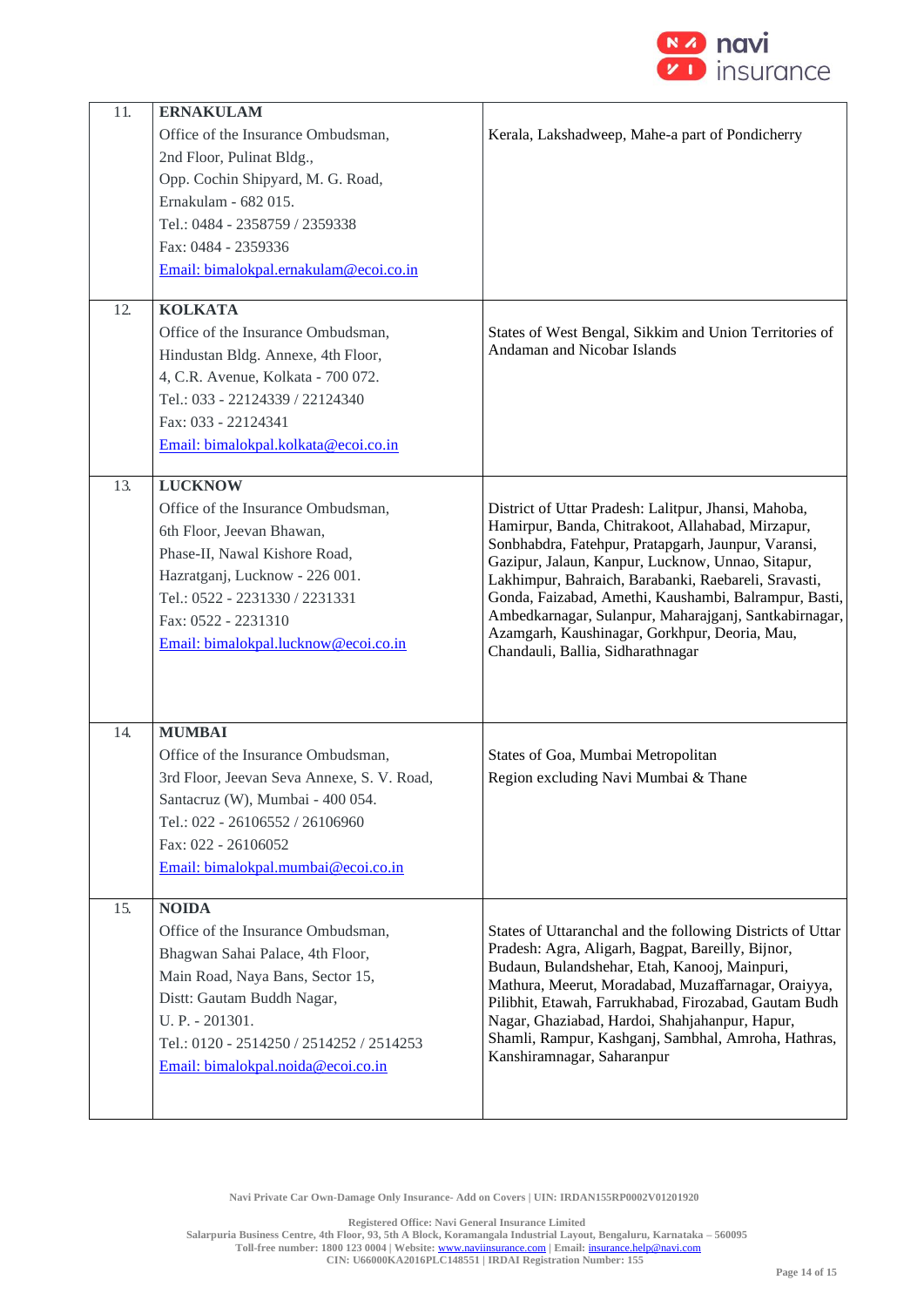| | | |
|---|---|---|
| 11. | **ERNAKULAM**<br>Office of the Insurance Ombudsman,<br>2nd Floor, Pulinat Bldg.,<br>Opp. Cochin Shipyard, M. G. Road,<br>Ernakulam - 682 015.<br>Tel.: 0484 - 2358759 / 2359338<br>Fax: 0484 - 2359336<br>Email: bimalokpal.ernakulam@ecoi.co.in | Kerala, Lakshadweep, Mahe-a part of Pondicherry |
| 12. | **KOLKATA**<br>Office of the Insurance Ombudsman,<br>Hindustan Bldg. Annexe, 4th Floor,<br>4, C.R. Avenue, Kolkata - 700 072.<br>Tel.: 033 - 22124339 / 22124340<br>Fax: 033 - 22124341<br>Email: bimalokpal.kolkata@ecoi.co.in | States of West Bengal, Sikkim and Union Territories of Andaman and Nicobar Islands |
| 13. | **LUCKNOW**<br>Office of the Insurance Ombudsman,<br>6th Floor, Jeevan Bhawan,<br>Phase-II, Nawal Kishore Road,<br>Hazratganj, Lucknow - 226 001.<br>Tel.: 0522 - 2231330 / 2231331<br>Fax: 0522 - 2231310<br>Email: bimalokpal.lucknow@ecoi.co.in | District of Uttar Pradesh: Lalitpur, Jhansi, Mahoba, Hamirpur, Banda, Chitrakoot, Allahabad, Mirzapur, Sonbhabdra, Fatehpur, Pratapgarh, Jaunpur, Varansi, Gazipur, Jalaun, Kanpur, Lucknow, Unnao, Sitapur, Lakhimpur, Bahraich, Barabanki, Raebareli, Sravasti, Gonda, Faizabad, Amethi, Kaushambi, Balrampur, Basti, Ambedkarnagar, Sulanpur, Maharajganj, Santkabirnagar, Azamgarh, Kaushinagar, Gorkhpur, Deoria, Mau, Chandauli, Ballia, Sidharathnagar |
| 14. | **MUMBAI**<br>Office of the Insurance Ombudsman,<br>3rd Floor, Jeevan Seva Annexe, S. V. Road,<br>Santacruz (W), Mumbai - 400 054.<br>Tel.: 022 - 26106552 / 26106960<br>Fax: 022 - 26106052<br>Email: bimalokpal.mumbai@ecoi.co.in | States of Goa, Mumbai Metropolitan Region excluding Navi Mumbai & Thane |
| 15. | **NOIDA**<br>Office of the Insurance Ombudsman,<br>Bhagwan Sahai Palace, 4th Floor,<br>Main Road, Naya Bans, Sector 15,<br>Distt: Gautam Buddh Nagar,<br>U. P. - 201301.<br>Tel.: 0120 - 2514250 / 2514252 / 2514253<br>Email: bimalokpal.noida@ecoi.co.in | States of Uttaranchal and the following Districts of Uttar Pradesh: Agra, Aligarh, Bagpat, Bareilly, Bijnor, Budaun, Bulandshehar, Etah, Kanooj, Mainpuri, Mathura, Meerut, Moradabad, Muzaffarnagar, Oraiyya, Pilibhit, Etawah, Farrukhabad, Firozabad, Gautam Budh Nagar, Ghaziabad, Hardoi, Shahjahanpur, Hapur, Shamli, Rampur, Kashganj, Sambhal, Amroha, Hathras, Kanshiramnagar, Saharanpur |

Navi Private Car Own-Damage Only Insurance- Add on Covers | UIN: IRDAN155RP0002V01201920

Registered Office: Navi General Insurance Limited
Salarpuria Business Centre, 4th Floor, 93, 5th A Block, Koramangala Industrial Layout, Bengaluru, Karnataka – 560095
Toll-free number: 1800 123 0004 | Website: www.naviinsurance.com | Email: insurance.help@navi.com
CIN: U66000KA2016PLC148551 | IRDAI Registration Number: 155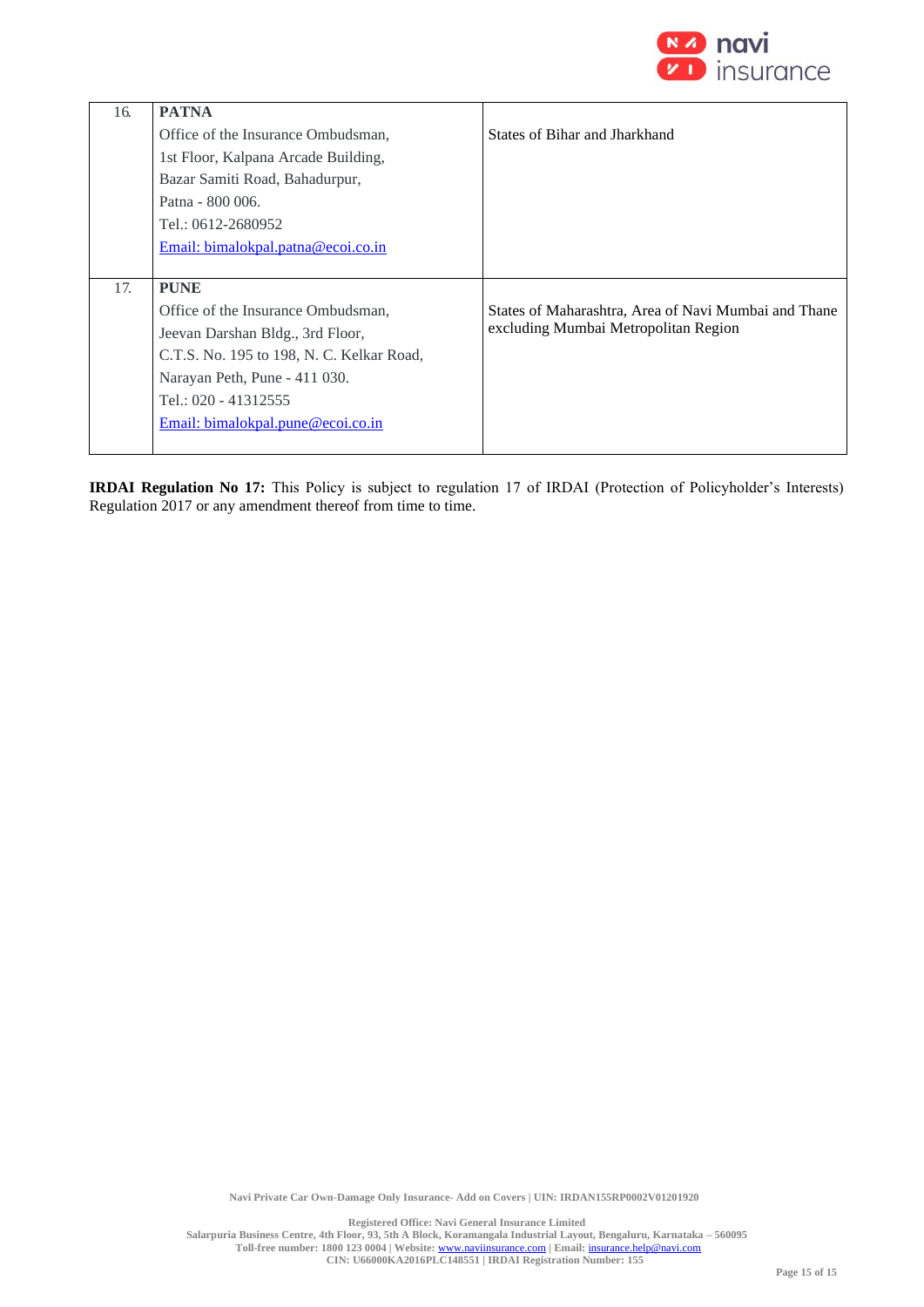| | | |
|---|---|---|
| 16. | **PATNA**<br>Office of the Insurance Ombudsman,<br>1st Floor, Kalpana Arcade Building,<br>Bazar Samiti Road, Bahadurpur,<br>Patna - 800 006.<br>Tel.: 0612-2680952<br>Email: bimalokpal.patna@ecoi.co.in | States of Bihar and Jharkhand |
| 17. | **PUNE**<br>Office of the Insurance Ombudsman,<br>Jeevan Darshan Bldg., 3rd Floor,<br>C.T.S. No. 195 to 198, N. C. Kelkar Road,<br>Narayan Peth, Pune - 411 030.<br>Tel.: 020 - 41312555<br>Email: bimalokpal.pune@ecoi.co.in | States of Maharashtra, Area of Navi Mumbai and Thane excluding Mumbai Metropolitan Region |

**IRDAI Regulation No 17:** This Policy is subject to regulation 17 of IRDAI (Protection of Policyholder's Interests) Regulation 2017 or any amendment thereof from time to time.